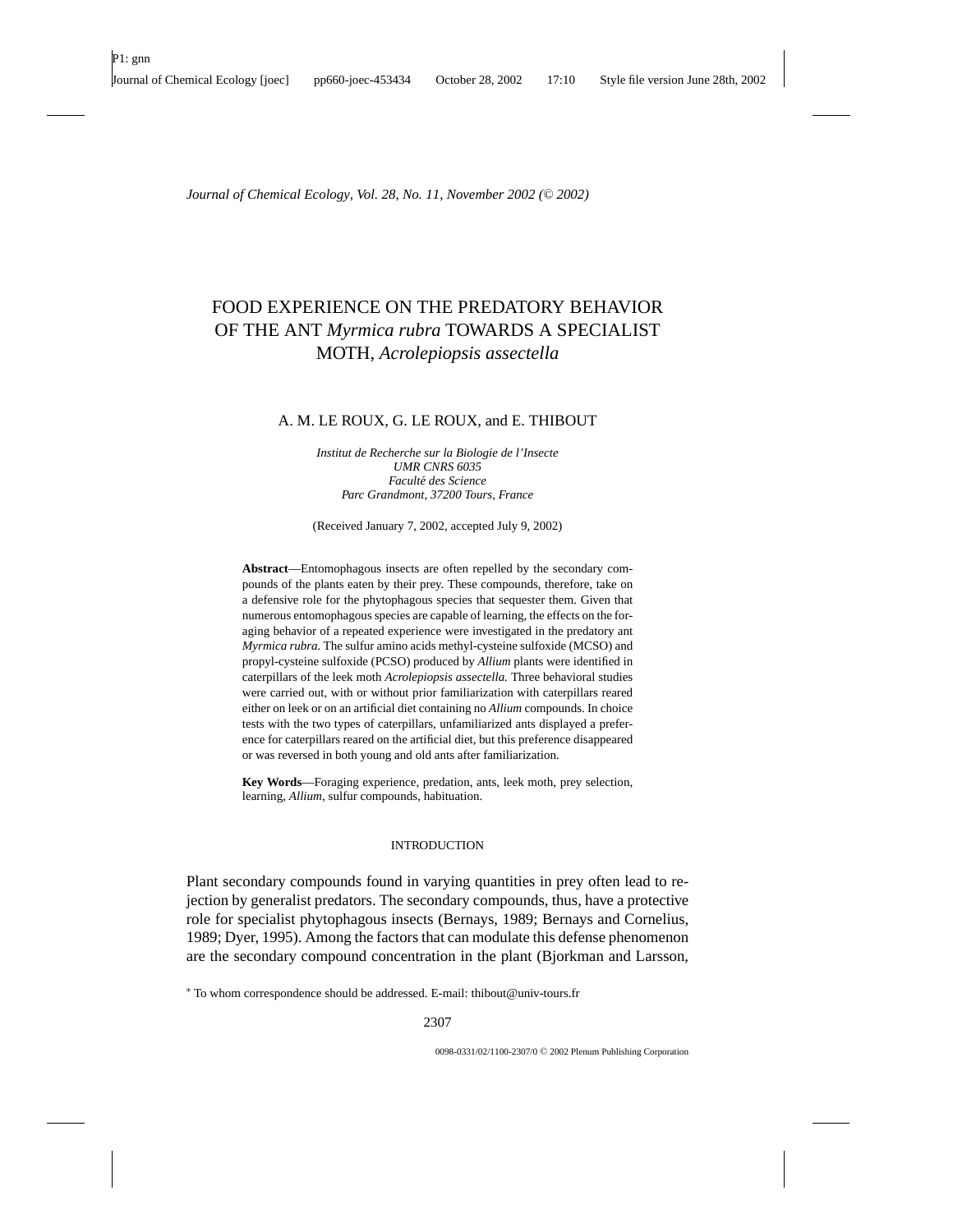# FOOD EXPERIENCE ON THE PREDATORY BEHAVIOR OF THE ANT *Myrmica rubra* TOWARDS A SPECIALIST MOTH, *Acrolepiopsis assectella*

A. M. LE ROUX, G. LE ROUX, and E. THIBOUT

*Institut de Recherche sur la Biologie de l'Insecte*
*UMR CNRS 6035*
*Faculté des Science*
*Parc Grandmont, 37200 Tours, France*

(Received January 7, 2002, accepted July 9, 2002)

**Abstract**—Entomophagous insects are often repelled by the secondary compounds of the plants eaten by their prey. These compounds, therefore, take on a defensive role for the phytophagous species that sequester them. Given that numerous entomophagous species are capable of learning, the effects on the foraging behavior of a repeated experience were investigated in the predatory ant *Myrmica rubra*. The sulfur amino acids methyl-cysteine sulfoxide (MCSO) and propyl-cysteine sulfoxide (PCSO) produced by *Allium* plants were identified in caterpillars of the leek moth *Acrolepiopsis assectella.* Three behavioral studies were carried out, with or without prior familiarization with caterpillars reared either on leek or on an artificial diet containing no *Allium* compounds. In choice tests with the two types of caterpillars, unfamiliarized ants displayed a preference for caterpillars reared on the artificial diet, but this preference disappeared or was reversed in both young and old ants after familiarization.

**Key Words**—Foraging experience, predation, ants, leek moth, prey selection, learning, *Allium*, sulfur compounds, habituation.

## INTRODUCTION

Plant secondary compounds found in varying quantities in prey often lead to rejection by generalist predators. The secondary compounds, thus, have a protective role for specialist phytophagous insects (Bernays, 1989; Bernays and Cornelius, 1989; Dyer, 1995). Among the factors that can modulate this defense phenomenon are the secondary compound concentration in the plant (Bjorkman and Larsson,

* To whom correspondence should be addressed. E-mail: thibout@univ-tours.fr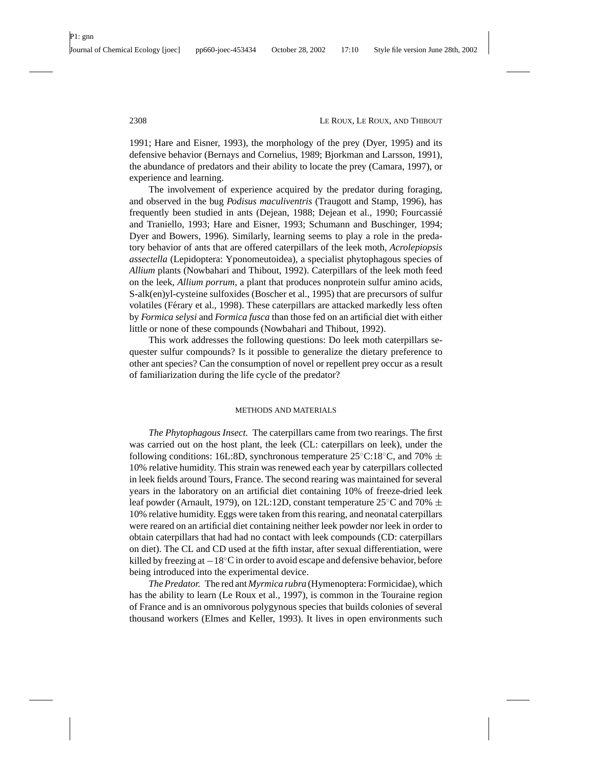1991; Hare and Eisner, 1993), the morphology of the prey (Dyer, 1995) and its defensive behavior (Bernays and Cornelius, 1989; Bjorkman and Larsson, 1991), the abundance of predators and their ability to locate the prey (Camara, 1997), or experience and learning.

The involvement of experience acquired by the predator during foraging, and observed in the bug *Podisus maculiventris* (Traugott and Stamp, 1996), has frequently been studied in ants (Dejean, 1988; Dejean et al., 1990; Fourcassié and Traniello, 1993; Hare and Eisner, 1993; Schumann and Buschinger, 1994; Dyer and Bowers, 1996). Similarly, learning seems to play a role in the predatory behavior of ants that are offered caterpillars of the leek moth, *Acrolepiopsis assectella* (Lepidoptera: Yponomeutoidea), a specialist phytophagous species of *Allium* plants (Nowbahari and Thibout, 1992). Caterpillars of the leek moth feed on the leek, *Allium porrum*, a plant that produces nonprotein sulfur amino acids, S-alk(en)yl-cysteine sulfoxides (Boscher et al., 1995) that are precursors of sulfur volatiles (Férary et al., 1998). These caterpillars are attacked markedly less often by *Formica selysi* and *Formica fusca* than those fed on an artificial diet with either little or none of these compounds (Nowbahari and Thibout, 1992).

This work addresses the following questions: Do leek moth caterpillars sequester sulfur compounds? Is it possible to generalize the dietary preference to other ant species? Can the consumption of novel or repellent prey occur as a result of familiarization during the life cycle of the predator?

## METHODS AND MATERIALS

*The Phytophagous Insect.* The caterpillars came from two rearings. The first was carried out on the host plant, the leek (CL: caterpillars on leek), under the following conditions: 16L:8D, synchronous temperature 25°C:18°C, and 70% ± 10% relative humidity. This strain was renewed each year by caterpillars collected in leek fields around Tours, France. The second rearing was maintained for several years in the laboratory on an artificial diet containing 10% of freeze-dried leek leaf powder (Arnault, 1979), on 12L:12D, constant temperature 25°C and 70% ± 10% relative humidity. Eggs were taken from this rearing, and neonatal caterpillars were reared on an artificial diet containing neither leek powder nor leek in order to obtain caterpillars that had had no contact with leek compounds (CD: caterpillars on diet). The CL and CD used at the fifth instar, after sexual differentiation, were killed by freezing at −18°C in order to avoid escape and defensive behavior, before being introduced into the experimental device.

*The Predator.* The red ant *Myrmica rubra* (Hymenoptera: Formicidae), which has the ability to learn (Le Roux et al., 1997), is common in the Touraine region of France and is an omnivorous polygynous species that builds colonies of several thousand workers (Elmes and Keller, 1993). It lives in open environments such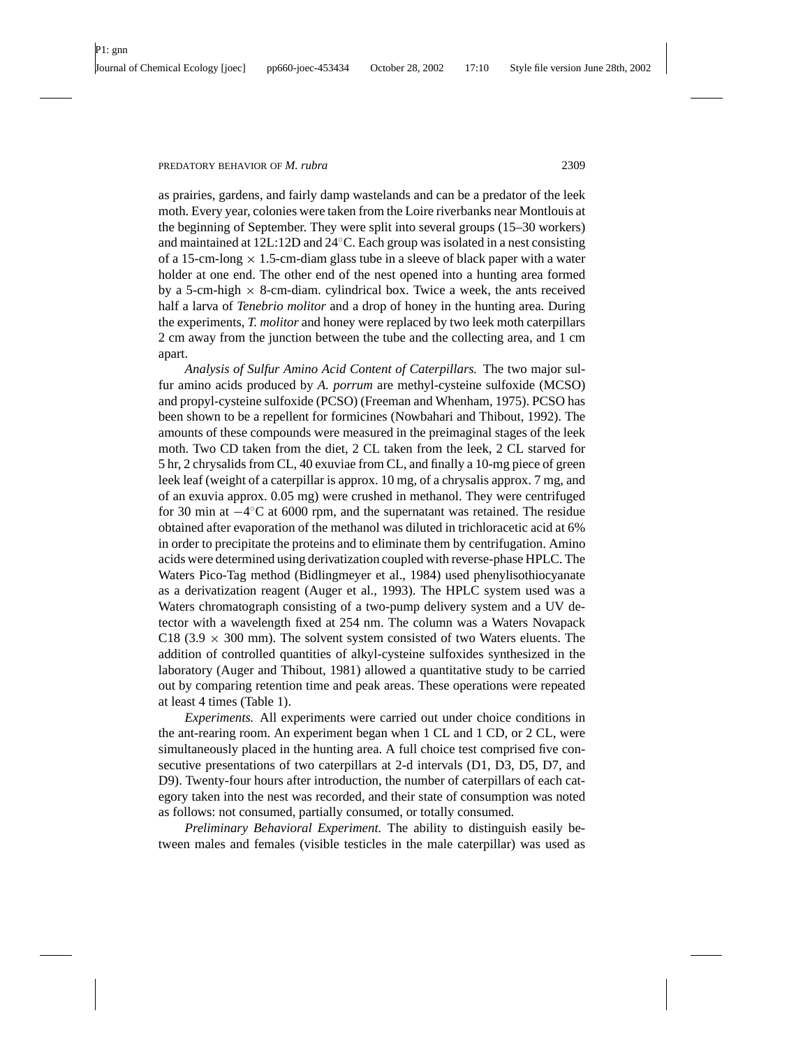as prairies, gardens, and fairly damp wastelands and can be a predator of the leek moth. Every year, colonies were taken from the Loire riverbanks near Montlouis at the beginning of September. They were split into several groups (15–30 workers) and maintained at 12L:12D and 24°C. Each group was isolated in a nest consisting of a 15-cm-long × 1.5-cm-diam glass tube in a sleeve of black paper with a water holder at one end. The other end of the nest opened into a hunting area formed by a 5-cm-high × 8-cm-diam. cylindrical box. Twice a week, the ants received half a larva of *Tenebrio molitor* and a drop of honey in the hunting area. During the experiments, *T. molitor* and honey were replaced by two leek moth caterpillars 2 cm away from the junction between the tube and the collecting area, and 1 cm apart.

*Analysis of Sulfur Amino Acid Content of Caterpillars.* The two major sulfur amino acids produced by *A. porrum* are methyl-cysteine sulfoxide (MCSO) and propyl-cysteine sulfoxide (PCSO) (Freeman and Whenham, 1975). PCSO has been shown to be a repellent for formicines (Nowbahari and Thibout, 1992). The amounts of these compounds were measured in the preimaginal stages of the leek moth. Two CD taken from the diet, 2 CL taken from the leek, 2 CL starved for 5 hr, 2 chrysalids from CL, 40 exuviae from CL, and finally a 10-mg piece of green leek leaf (weight of a caterpillar is approx. 10 mg, of a chrysalis approx. 7 mg, and of an exuvia approx. 0.05 mg) were crushed in methanol. They were centrifuged for 30 min at −4°C at 6000 rpm, and the supernatant was retained. The residue obtained after evaporation of the methanol was diluted in trichloracetic acid at 6% in order to precipitate the proteins and to eliminate them by centrifugation. Amino acids were determined using derivatization coupled with reverse-phase HPLC. The Waters Pico-Tag method (Bidlingmeyer et al., 1984) used phenylisothiocyanate as a derivatization reagent (Auger et al., 1993). The HPLC system used was a Waters chromatograph consisting of a two-pump delivery system and a UV detector with a wavelength fixed at 254 nm. The column was a Waters Novapack C18 (3.9 × 300 mm). The solvent system consisted of two Waters eluents. The addition of controlled quantities of alkyl-cysteine sulfoxides synthesized in the laboratory (Auger and Thibout, 1981) allowed a quantitative study to be carried out by comparing retention time and peak areas. These operations were repeated at least 4 times (Table 1).

*Experiments.* All experiments were carried out under choice conditions in the ant-rearing room. An experiment began when 1 CL and 1 CD, or 2 CL, were simultaneously placed in the hunting area. A full choice test comprised five consecutive presentations of two caterpillars at 2-d intervals (D1, D3, D5, D7, and D9). Twenty-four hours after introduction, the number of caterpillars of each category taken into the nest was recorded, and their state of consumption was noted as follows: not consumed, partially consumed, or totally consumed.

*Preliminary Behavioral Experiment.* The ability to distinguish easily between males and females (visible testicles in the male caterpillar) was used as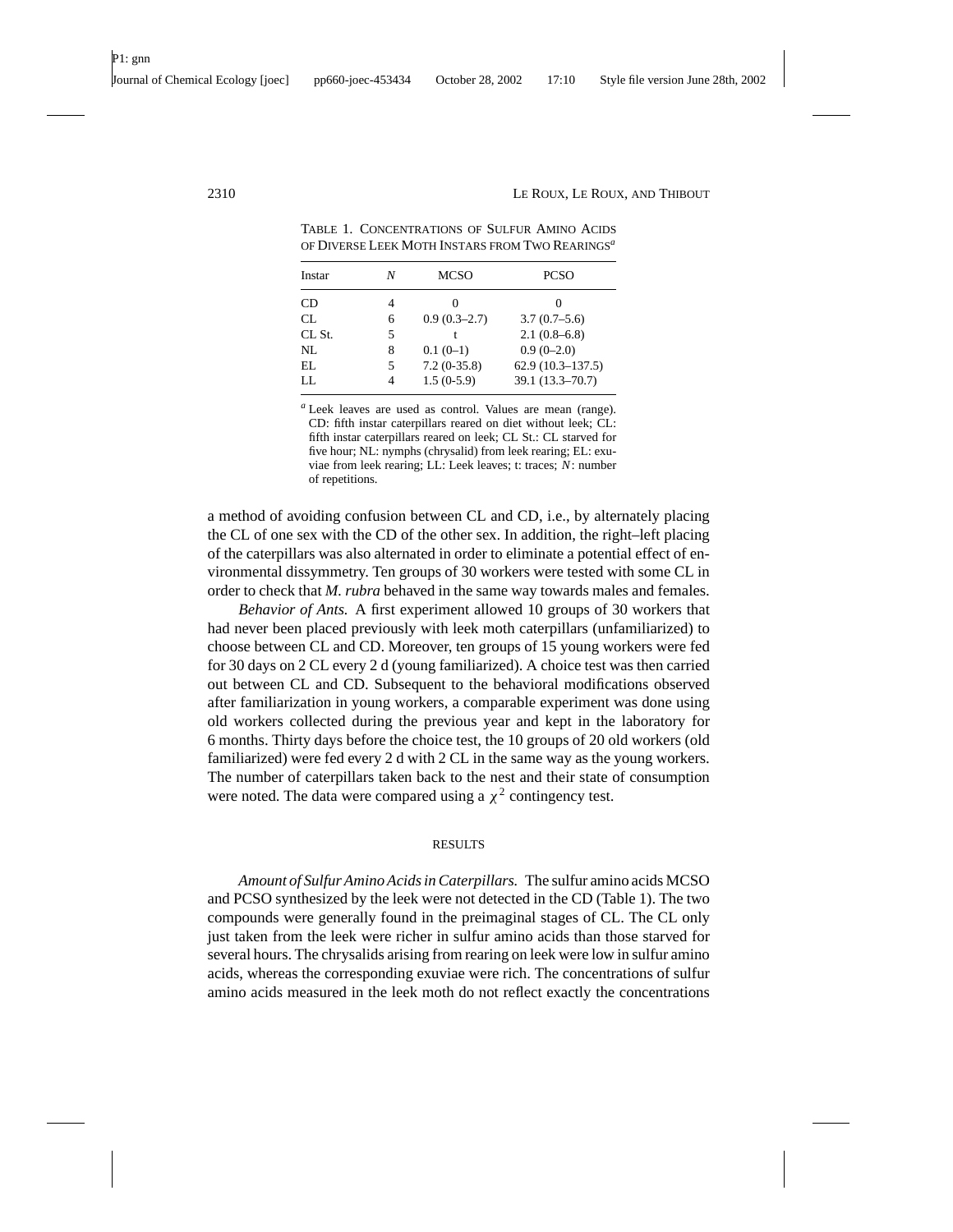TABLE 1. CONCENTRATIONS OF SULFUR AMINO ACIDS OF DIVERSE LEEK MOTH INSTARS FROM TWO REARINGS[a]

| Instar | *N* | MCSO | PCSO |
|---|---|---|---|
| CD | 4 | 0 | 0 |
| CL | 6 | 0.9 (0.3–2.7) | 3.7 (0.7–5.6) |
| CL St. | 5 | t | 2.1 (0.8–6.8) |
| NL | 8 | 0.1 (0–1) | 0.9 (0–2.0) |
| EL | 5 | 7.2 (0-35.8) | 62.9 (10.3–137.5) |
| LL | 4 | 1.5 (0-5.9) | 39.1 (13.3–70.7) |

[a] Leek leaves are used as control. Values are mean (range). CD: fifth instar caterpillars reared on diet without leek; CL: fifth instar caterpillars reared on leek; CL St.: CL starved for five hour; NL: nymphs (chrysalid) from leek rearing; EL: exuviae from leek rearing; LL: Leek leaves; t: traces; *N*: number of repetitions.

a method of avoiding confusion between CL and CD, i.e., by alternately placing the CL of one sex with the CD of the other sex. In addition, the right–left placing of the caterpillars was also alternated in order to eliminate a potential effect of environmental dissymmetry. Ten groups of 30 workers were tested with some CL in order to check that *M. rubra* behaved in the same way towards males and females.

*Behavior of Ants.* A first experiment allowed 10 groups of 30 workers that had never been placed previously with leek moth caterpillars (unfamiliarized) to choose between CL and CD. Moreover, ten groups of 15 young workers were fed for 30 days on 2 CL every 2 d (young familiarized). A choice test was then carried out between CL and CD. Subsequent to the behavioral modifications observed after familiarization in young workers, a comparable experiment was done using old workers collected during the previous year and kept in the laboratory for 6 months. Thirty days before the choice test, the 10 groups of 20 old workers (old familiarized) were fed every 2 d with 2 CL in the same way as the young workers. The number of caterpillars taken back to the nest and their state of consumption were noted. The data were compared using a $\chi^2$ contingency test.

## RESULTS

*Amount of Sulfur Amino Acids in Caterpillars.* The sulfur amino acids MCSO and PCSO synthesized by the leek were not detected in the CD (Table 1). The two compounds were generally found in the preimaginal stages of CL. The CL only just taken from the leek were richer in sulfur amino acids than those starved for several hours. The chrysalids arising from rearing on leek were low in sulfur amino acids, whereas the corresponding exuviae were rich. The concentrations of sulfur amino acids measured in the leek moth do not reflect exactly the concentrations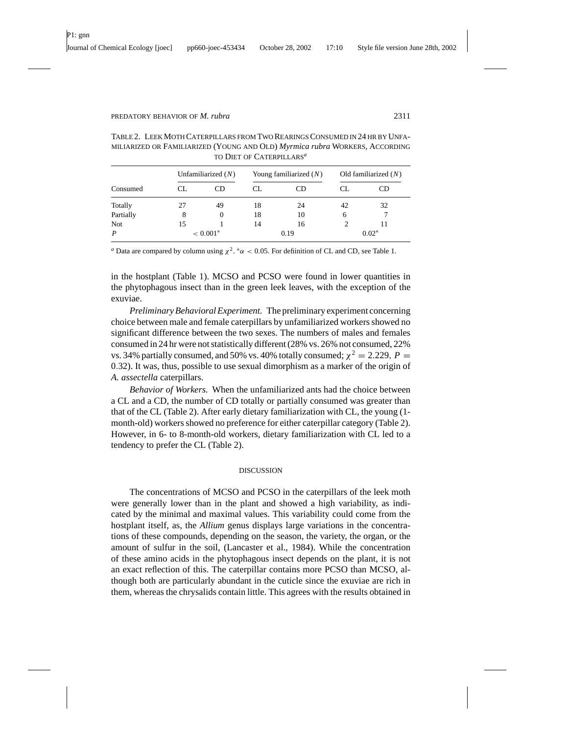TABLE 2. LEEK MOTH CATERPILLARS FROM TWO REARINGS CONSUMED IN 24 HR BY UNFAMILIARIZED OR FAMILIARIZED (YOUNG AND OLD) *Myrmica rubra* WORKERS, ACCORDING TO DIET OF CATERPILLARS[a]

| | Unfamiliarized ($N$) | | Young familiarized ($N$) | | Old familiarized ($N$) | |
|---|---|---|---|---|---|---|
| Consumed | CL | CD | CL | CD | CL | CD |
| Totally | 27 | 49 | 18 | 24 | 42 | 32 |
| Partially | 8 | 0 | 18 | 10 | 6 | 7 |
| Not | 15 | 1 | 14 | 16 | 2 | 11 |
| *P* | $< 0.001^*$ | | 0.19 | | $0.02^*$ | |

[a] Data are compared by column using $\chi^2$. $^*\alpha < 0.05$. For defiinition of CL and CD, see Table 1.

in the hostplant (Table 1). MCSO and PCSO were found in lower quantities in the phytophagous insect than in the green leek leaves, with the exception of the exuviae.

*Preliminary Behavioral Experiment.* The preliminary experiment concerning choice between male and female caterpillars by unfamiliarized workers showed no significant difference between the two sexes. The numbers of males and females consumed in 24 hr were not statistically different (28% vs. 26% not consumed, 22% vs. 34% partially consumed, and 50% vs. 40% totally consumed; $\chi^2 = 2.229$, $P = 0.32$). It was, thus, possible to use sexual dimorphism as a marker of the origin of *A. assectella* caterpillars.

*Behavior of Workers.* When the unfamiliarized ants had the choice between a CL and a CD, the number of CD totally or partially consumed was greater than that of the CL (Table 2). After early dietary familiarization with CL, the young (1-month-old) workers showed no preference for either caterpillar category (Table 2). However, in 6- to 8-month-old workers, dietary familiarization with CL led to a tendency to prefer the CL (Table 2).

## DISCUSSION

The concentrations of MCSO and PCSO in the caterpillars of the leek moth were generally lower than in the plant and showed a high variability, as indicated by the minimal and maximal values. This variability could come from the hostplant itself, as, the *Allium* genus displays large variations in the concentrations of these compounds, depending on the season, the variety, the organ, or the amount of sulfur in the soil, (Lancaster et al., 1984). While the concentration of these amino acids in the phytophagous insect depends on the plant, it is not an exact reflection of this. The caterpillar contains more PCSO than MCSO, although both are particularly abundant in the cuticle since the exuviae are rich in them, whereas the chrysalids contain little. This agrees with the results obtained in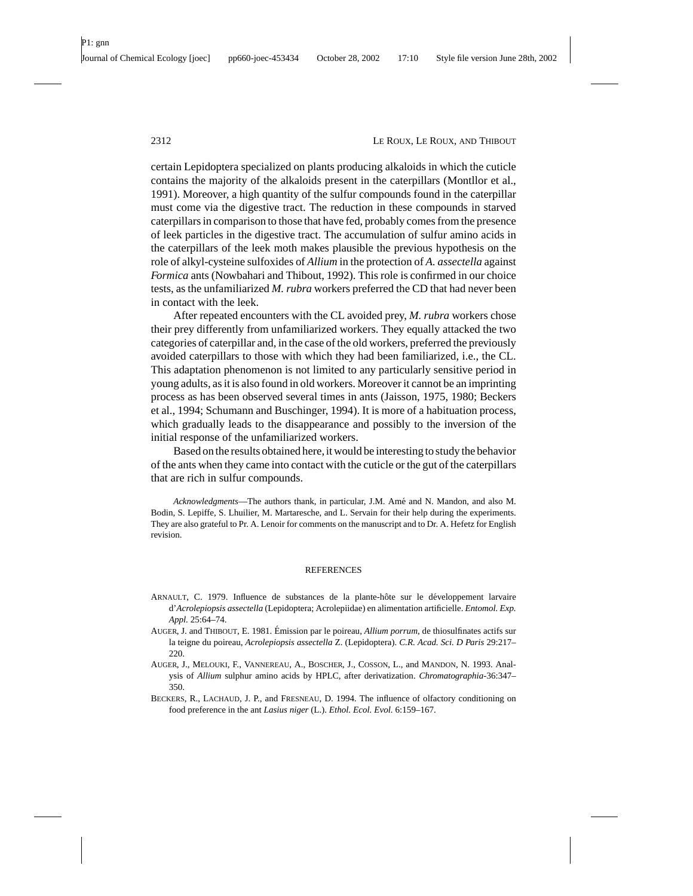certain Lepidoptera specialized on plants producing alkaloids in which the cuticle contains the majority of the alkaloids present in the caterpillars (Montllor et al., 1991). Moreover, a high quantity of the sulfur compounds found in the caterpillar must come via the digestive tract. The reduction in these compounds in starved caterpillars in comparison to those that have fed, probably comes from the presence of leek particles in the digestive tract. The accumulation of sulfur amino acids in the caterpillars of the leek moth makes plausible the previous hypothesis on the role of alkyl-cysteine sulfoxides of *Allium* in the protection of *A. assectella* against *Formica* ants (Nowbahari and Thibout, 1992). This role is confirmed in our choice tests, as the unfamiliarized *M. rubra* workers preferred the CD that had never been in contact with the leek.

After repeated encounters with the CL avoided prey, *M. rubra* workers chose their prey differently from unfamiliarized workers. They equally attacked the two categories of caterpillar and, in the case of the old workers, preferred the previously avoided caterpillars to those with which they had been familiarized, i.e., the CL. This adaptation phenomenon is not limited to any particularly sensitive period in young adults, as it is also found in old workers. Moreover it cannot be an imprinting process as has been observed several times in ants (Jaisson, 1975, 1980; Beckers et al., 1994; Schumann and Buschinger, 1994). It is more of a habituation process, which gradually leads to the disappearance and possibly to the inversion of the initial response of the unfamiliarized workers.

Based on the results obtained here, it would be interesting to study the behavior of the ants when they came into contact with the cuticle or the gut of the caterpillars that are rich in sulfur compounds.

*Acknowledgments*—The authors thank, in particular, J.M. Amé and N. Mandon, and also M. Bodin, S. Lepiffe, S. Lhuilier, M. Martaresche, and L. Servain for their help during the experiments. They are also grateful to Pr. A. Lenoir for comments on the manuscript and to Dr. A. Hefetz for English revision.

## REFERENCES

ARNAULT, C. 1979. Influence de substances de la plante-hôte sur le développement larvaire d'*Acrolepiopsis assectella* (Lepidoptera; Acrolepiidae) en alimentation artificielle. *Entomol. Exp. Appl.* 25:64–74.

AUGER, J. and THIBOUT, E. 1981. Émission par le poireau, *Allium porrum*, de thiosulfinates actifs sur la teigne du poireau, *Acrolepiopsis assectella* Z. (Lepidoptera). *C.R. Acad. Sci. D Paris* 29:217–220.

AUGER, J., MELOUKI, F., VANNEREAU, A., BOSCHER, J., COSSON, L., and MANDON, N. 1993. Analysis of *Allium* sulphur amino acids by HPLC, after derivatization. *Chromatographia*-36:347–350.

BECKERS, R., LACHAUD, J. P., and FRESNEAU, D. 1994. The influence of olfactory conditioning on food preference in the ant *Lasius niger* (L.). *Ethol. Ecol. Evol.* 6:159–167.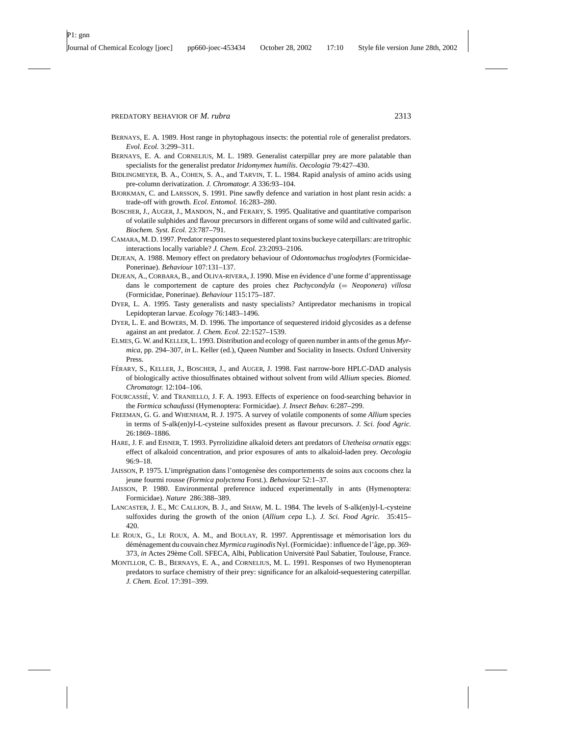BERNAYS, E. A. 1989. Host range in phytophagous insects: the potential role of generalist predators. *Evol. Ecol.* 3:299–311.

BERNAYS, E. A. and CORNELIUS, M. L. 1989. Generalist caterpillar prey are more palatable than specialists for the generalist predator *Iridomymex humilis*. *Oecologia* 79:427–430.

BIDLINGMEYER, B. A., COHEN, S. A., and TARVIN, T. L. 1984. Rapid analysis of amino acids using pre-column derivatization. *J. Chromatogr. A* 336:93–104.

BJORKMAN, C. and LARSSON, S. 1991. Pine sawfly defence and variation in host plant resin acids: a trade-off with growth. *Ecol. Entomol.* 16:283–280.

BOSCHER, J., AUGER, J., MANDON, N., and FERARY, S. 1995. Qualitative and quantitative comparison of volatile sulphides and flavour precursors in different organs of some wild and cultivated garlic. *Biochem. Syst. Ecol.* 23:787–791.

CAMARA, M. D. 1997. Predator responses to sequestered plant toxins buckeye caterpillars: are tritrophic interactions locally variable? *J. Chem. Ecol.* 23:2093–2106.

DEJEAN, A. 1988. Memory effect on predatory behaviour of *Odontomachus troglodytes* (Formicidae-Ponerinae). *Behaviour* 107:131–137.

DEJEAN, A., CORBARA, B., and OLIVA-RIVERA, J. 1990. Mise en évidence d'une forme d'apprentissage dans le comportement de capture des proies chez *Pachycondyla* (= *Neoponera*) *villosa* (Formicidae, Ponerinae). *Behaviour* 115:175–187.

DYER, L. A. 1995. Tasty generalists and nasty specialists? Antipredator mechanisms in tropical Lepidopteran larvae. *Ecology* 76:1483–1496.

DYER, L. E. and BOWERS, M. D. 1996. The importance of sequestered iridoid glycosides as a defense against an ant predator. *J. Chem. Ecol.* 22:1527–1539.

ELMES, G. W. and KELLER, L. 1993. Distribution and ecology of queen number in ants of the genus *Myrmica*, pp. 294–307, *in* L. Keller (ed.), Queen Number and Sociality in Insects. Oxford University Press.

FÉRARY, S., KELLER, J., BOSCHER, J., and AUGER, J. 1998. Fast narrow-bore HPLC-DAD analysis of biologically active thiosulfinates obtained without solvent from wild *Allium* species. *Biomed. Chromatogr.* 12:104–106.

FOURCASSIÉ, V. and TRANIELLO, J. F. A. 1993. Effects of experience on food-searching behavior in the *Formica schaufussi* (Hymenoptera: Formicidae). *J. Insect Behav.* 6:287–299.

FREEMAN, G. G. and WHENHAM, R. J. 1975. A survey of volatile components of some *Allium* species in terms of S-alk(en)yl-L-cysteine sulfoxides present as flavour precursors. *J. Sci. food Agric.* 26:1869–1886.

HARE, J. F. and EISNER, T. 1993. Pyrrolizidine alkaloid deters ant predators of *Utetheisa ornatix* eggs: effect of alkaloid concentration, and prior exposures of ants to alkaloid-laden prey. *Oecologia* 96:9–18.

JAISSON, P. 1975. L'imprégnation dans l'ontogenèse des comportements de soins aux cocoons chez la jeune fourmi rousse *(Formica polyctena* Forst.). *Behaviour* 52:1–37.

JAISSON, P. 1980. Environmental preference induced experimentally in ants (Hymenoptera: Formicidae). *Nature* 286:388–389.

LANCASTER, J. E., MC CALLION, B. J., and SHAW, M. L. 1984. The levels of S-alk(en)yl-L-cysteine sulfoxides during the growth of the onion (*Allium cepa* L.). *J. Sci. Food Agric.* 35:415–420.

LE ROUX, G., LE ROUX, A. M., and BOULAY, R. 1997. Apprentissage et mémorisation lors du déménagement du couvain chez *Myrmica ruginodis* Nyl. (Formicidae) : influence de l'âge, pp. 369-373, *in* Actes 29ème Coll. SFECA, Albi, Publication Université Paul Sabatier, Toulouse, France.

MONTLLOR, C. B., BERNAYS, E. A., and CORNELIUS, M. L. 1991. Responses of two Hymenopteran predators to surface chemistry of their prey: significance for an alkaloid-sequestering caterpillar. *J. Chem. Ecol.* 17:391–399.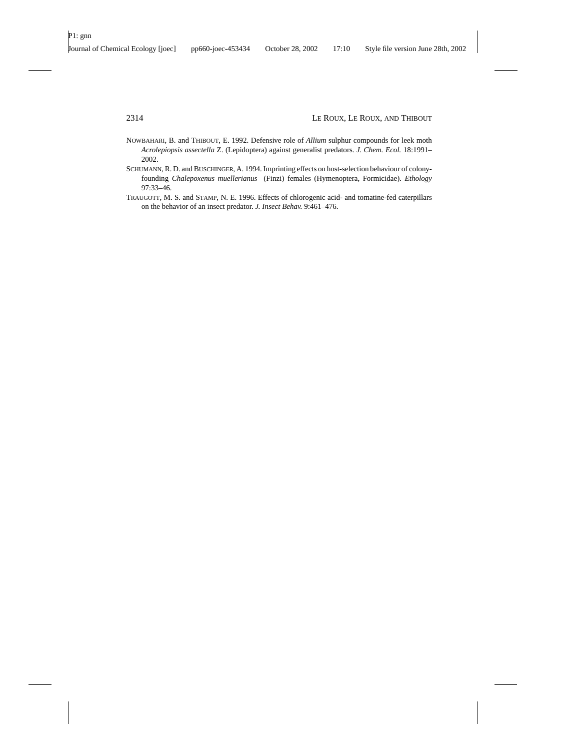NOWBAHARI, B. and THIBOUT, E. 1992. Defensive role of *Allium* sulphur compounds for leek moth *Acrolepiopsis assectella* Z. (Lepidoptera) against generalist predators. *J. Chem. Ecol.* 18:1991–2002.

SCHUMANN, R. D. and BUSCHINGER, A. 1994. Imprinting effects on host-selection behaviour of colony-founding *Chalepoxenus muellerianus* (Finzi) females (Hymenoptera, Formicidae). *Ethology* 97:33–46.

TRAUGOTT, M. S. and STAMP, N. E. 1996. Effects of chlorogenic acid- and tomatine-fed caterpillars on the behavior of an insect predator. *J. Insect Behav.* 9:461–476.